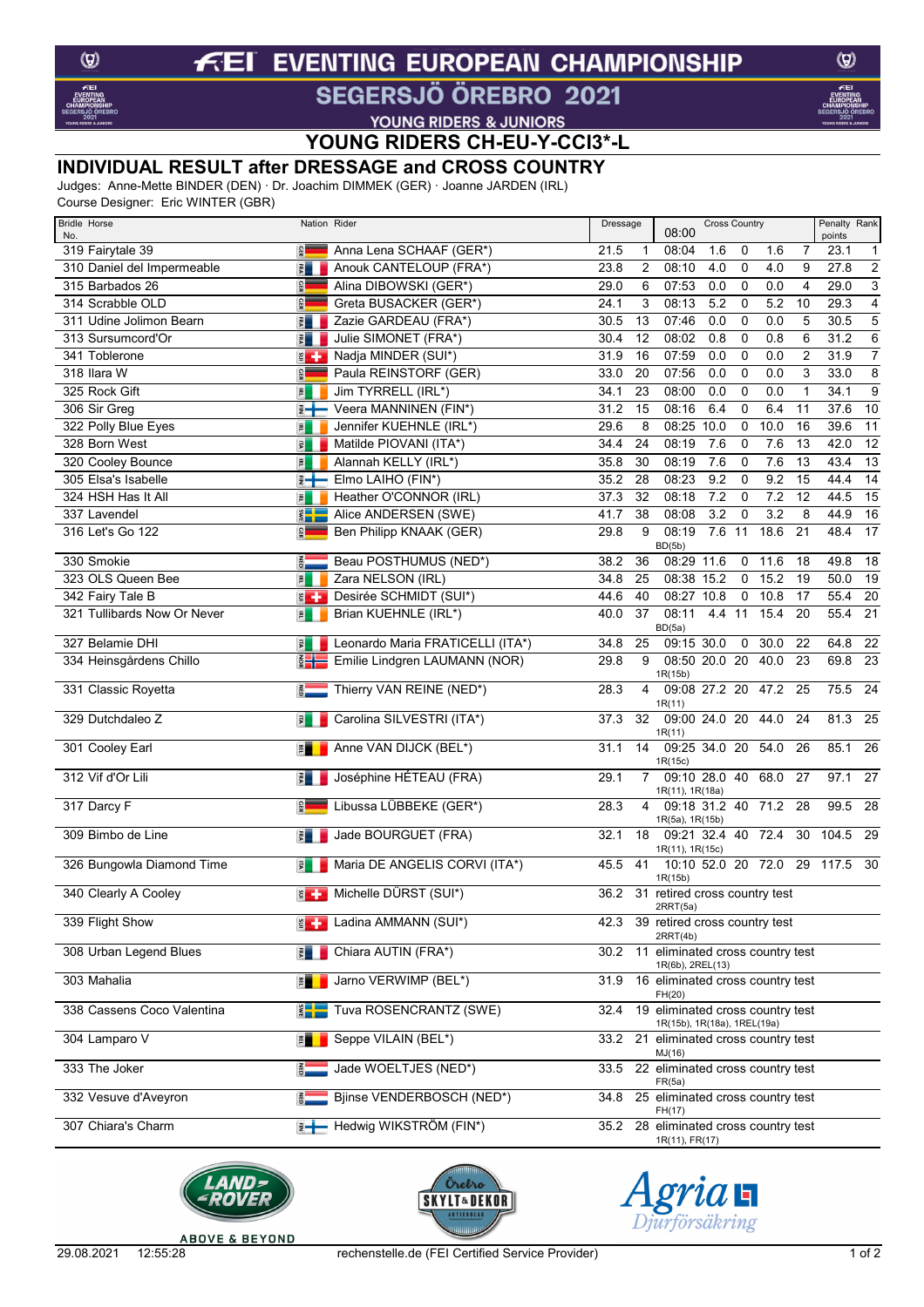# FEI EVENTING EUROPEAN CHAMPIONSHIP

## SEGERSJÖ ÖREBRO 2021

YOUNG RIDERS & JUNIORS

## YOUNG RIDERS CH-EU-Y-CCI3*-L

### INDIVIDUAL RESULT after DRESSAGE and CROSS COUNTRY

Judges: Anne-Mette BINDER (DEN) · Dr. Joachim DIMMEK (GER) · Joanne JARDEN (IRL)
Course Designer: Eric WINTER (GBR)

| Bridle No. | Horse | Nation | Rider | Dressage | | Cross Country 08:00 | | | | | Penalty points | Rank |
|---|---|---|---|---|---|---|---|---|---|---|---|---|
| 319 | Fairytale 39 | GER | Anna Lena SCHAAF (GER*) | 21.5 | 1 | 08:04 | 1.6 | 0 | 1.6 | 7 | 23.1 | 1 |
| 310 | Daniel del Impermeable | FRA | Anouk CANTELOUP (FRA*) | 23.8 | 2 | 08:10 | 4.0 | 0 | 4.0 | 9 | 27.8 | 2 |
| 315 | Barbados 26 | GER | Alina DIBOWSKI (GER*) | 29.0 | 6 | 07:53 | 0.0 | 0 | 0.0 | 4 | 29.0 | 3 |
| 314 | Scrabble OLD | GER | Greta BUSACKER (GER*) | 24.1 | 3 | 08:13 | 5.2 | 0 | 5.2 | 10 | 29.3 | 4 |
| 311 | Udine Jolimon Bearn | FRA | Zazie GARDEAU (FRA*) | 30.5 | 13 | 07:46 | 0.0 | 0 | 0.0 | 5 | 30.5 | 5 |
| 313 | Sursumcord'Or | FRA | Julie SIMONET (FRA*) | 30.4 | 12 | 08:02 | 0.8 | 0 | 0.8 | 6 | 31.2 | 6 |
| 341 | Toblerone | SUI | Nadja MINDER (SUI*) | 31.9 | 16 | 07:59 | 0.0 | 0 | 0.0 | 2 | 31.9 | 7 |
| 318 | Ilara W | GER | Paula REINSTORF (GER) | 33.0 | 20 | 07:56 | 0.0 | 0 | 0.0 | 3 | 33.0 | 8 |
| 325 | Rock Gift | IRL | Jim TYRRELL (IRL*) | 34.1 | 23 | 08:00 | 0.0 | 0 | 0.0 | 1 | 34.1 | 9 |
| 306 | Sir Greg | FIN | Veera MANNINEN (FIN*) | 31.2 | 15 | 08:16 | 6.4 | 0 | 6.4 | 11 | 37.6 | 10 |
| 322 | Polly Blue Eyes | IRL | Jennifer KUEHNLE (IRL*) | 29.6 | 8 | 08:25 | 10.0 | 0 | 10.0 | 16 | 39.6 | 11 |
| 328 | Born West | ITA | Matilde PIOVANI (ITA*) | 34.4 | 24 | 08:19 | 7.6 | 0 | 7.6 | 13 | 42.0 | 12 |
| 320 | Cooley Bounce | IRL | Alannah KELLY (IRL*) | 35.8 | 30 | 08:19 | 7.6 | 0 | 7.6 | 13 | 43.4 | 13 |
| 305 | Elsa's Isabelle | FIN | Elmo LAIHO (FIN*) | 35.2 | 28 | 08:23 | 9.2 | 0 | 9.2 | 15 | 44.4 | 14 |
| 324 | HSH Has It All | IRL | Heather O'CONNOR (IRL) | 37.3 | 32 | 08:18 | 7.2 | 0 | 7.2 | 12 | 44.5 | 15 |
| 337 | Lavendel | SWE | Alice ANDERSEN (SWE) | 41.7 | 38 | 08:08 | 3.2 | 0 | 3.2 | 8 | 44.9 | 16 |
| 316 | Let's Go 122 | GER | Ben Philipp KNAAK (GER) | 29.8 | 9 | 08:19 BD(5b) | 7.6 | 11 | 18.6 | 21 | 48.4 | 17 |
| 330 | Smokie | NED | Beau POSTHUMUS (NED*) | 38.2 | 36 | 08:29 | 11.6 | 0 | 11.6 | 18 | 49.8 | 18 |
| 323 | OLS Queen Bee | IRL | Zara NELSON (IRL) | 34.8 | 25 | 08:38 | 15.2 | 0 | 15.2 | 19 | 50.0 | 19 |
| 342 | Fairy Tale B | SUI | Desirée SCHMIDT (SUI*) | 44.6 | 40 | 08:27 | 10.8 | 0 | 10.8 | 17 | 55.4 | 20 |
| 321 | Tullibards Now Or Never | IRL | Brian KUEHNLE (IRL*) | 40.0 | 37 | 08:11 BD(5a) | 4.4 | 11 | 15.4 | 20 | 55.4 | 21 |
| 327 | Belamie DHI | ITA | Leonardo Maria FRATICELLI (ITA*) | 34.8 | 25 | 09:15 | 30.0 | 0 | 30.0 | 22 | 64.8 | 22 |
| 334 | Heinsgårdens Chillo | NOR | Emilie Lindgren LAUMANN (NOR) | 29.8 | 9 | 08:50 1R(15b) | 20.0 | 20 | 40.0 | 23 | 69.8 | 23 |
| 331 | Classic Royetta | NED | Thierry VAN REINE (NED*) | 28.3 | 4 | 09:08 1R(11) | 27.2 | 20 | 47.2 | 25 | 75.5 | 24 |
| 329 | Dutchdaleo Z | ITA | Carolina SILVESTRI (ITA*) | 37.3 | 32 | 09:00 1R(11) | 24.0 | 20 | 44.0 | 24 | 81.3 | 25 |
| 301 | Cooley Earl | BEL | Anne VAN DIJCK (BEL*) | 31.1 | 14 | 09:25 1R(15c) | 34.0 | 20 | 54.0 | 26 | 85.1 | 26 |
| 312 | Vif d'Or Lili | FRA | Joséphine HÉTEAU (FRA) | 29.1 | 7 | 09:10 1R(11), 1R(18a) | 28.0 | 40 | 68.0 | 27 | 97.1 | 27 |
| 317 | Darcy F | GER | Libussa LÜBBEKE (GER*) | 28.3 | 4 | 09:18 1R(5a), 1R(15b) | 31.2 | 40 | 71.2 | 28 | 99.5 | 28 |
| 309 | Bimbo de Line | FRA | Jade BOURGUET (FRA) | 32.1 | 18 | 09:21 1R(11), 1R(15c) | 32.4 | 40 | 72.4 | 30 | 104.5 | 29 |
| 326 | Bungowla Diamond Time | ITA | Maria DE ANGELIS CORVI (ITA*) | 45.5 | 41 | 10:10 1R(15b) | 52.0 | 20 | 72.0 | 29 | 117.5 | 30 |
| 340 | Clearly A Cooley | SUI | Michelle DÜRST (SUI*) | 36.2 | 31 | retired cross country test 2RRT(5a) | | | | | | |
| 339 | Flight Show | SUI | Ladina AMMANN (SUI*) | 42.3 | 39 | retired cross country test 2RRT(4b) | | | | | | |
| 308 | Urban Legend Blues | FRA | Chiara AUTIN (FRA*) | 30.2 | 11 | eliminated cross country test 1R(6b), 2REL(13) | | | | | | |
| 303 | Mahalia | BEL | Jarno VERWIMP (BEL*) | 31.9 | 16 | eliminated cross country test FH(20) | | | | | | |
| 338 | Cassens Coco Valentina | SWE | Tuva ROSENCRANTZ (SWE) | 32.4 | 19 | eliminated cross country test 1R(15b), 1R(18a), 1REL(19a) | | | | | | |
| 304 | Lamparo V | BEL | Seppe VILAIN (BEL*) | 33.2 | 21 | eliminated cross country test MJ(16) | | | | | | |
| 333 | The Joker | NED | Jade WOELTJES (NED*) | 33.5 | 22 | eliminated cross country test FR(5a) | | | | | | |
| 332 | Vesuve d'Aveyron | NED | Bjinse VENDERBOSCH (NED*) | 34.8 | 25 | eliminated cross country test FH(17) | | | | | | |
| 307 | Chiara's Charm | FIN | Hedwig WIKSTRÖM (FIN*) | 35.2 | 28 | eliminated cross country test 1R(11), FR(17) | | | | | | |

LAND ROVER — ABOVE & BEYOND · Örebro SKYLT & DEKOR · Agria Djurförsäkring

29.08.2021 12:55:28 rechenstelle.de (FEI Certified Service Provider)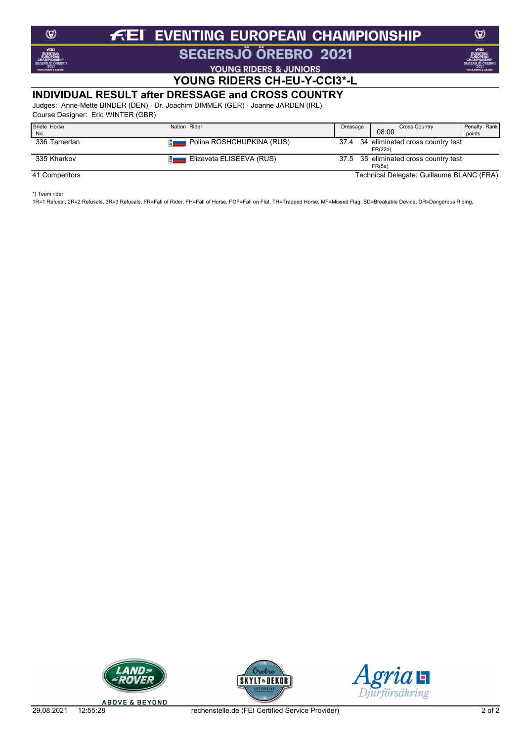# EVENTING EUROPEAN CHAMPIONSHIP

## SEGERSJÖ ÖREBRO 2021

YOUNG RIDERS & JUNIORS

## YOUNG RIDERS CH-EU-Y-CCI3*-L

### INDIVIDUAL RESULT after DRESSAGE and CROSS COUNTRY

Judges: Anne-Mette BINDER (DEN) · Dr. Joachim DIMMEK (GER) · Joanne JARDEN (IRL)
Course Designer: Eric WINTER (GBR)

| Bridle No. | Horse | Nation | Rider | Dressage | | Cross Country 08:00 | Penalty points | Rank |
|---|---|---|---|---|---|---|---|---|
| 336 | Tamerlan | RUS | Polina ROSHCHUPKINA (RUS) | 37.4 | 34 | eliminated cross country test FR(22a) | | |
| 335 | Kharkov | RUS | Elizaveta ELISEEVA (RUS) | 37.5 | 35 | eliminated cross country test FR(5a) | | |

41 Competitors

Technical Delegate: Guillaume BLANC (FRA)

*) Team rider

1R=1 Refusal, 2R=2 Refusals, 3R=3 Refusals, FR=Fall of Rider, FH=Fall of Horse, FOF=Fall on Flat, TH=Trapped Horse, MF=Missed Flag, BD=Breakable Device, DR=Dangerous Riding,

29.08.2021 12:55:28 rechenstelle.de (FEI Certified Service Provider)